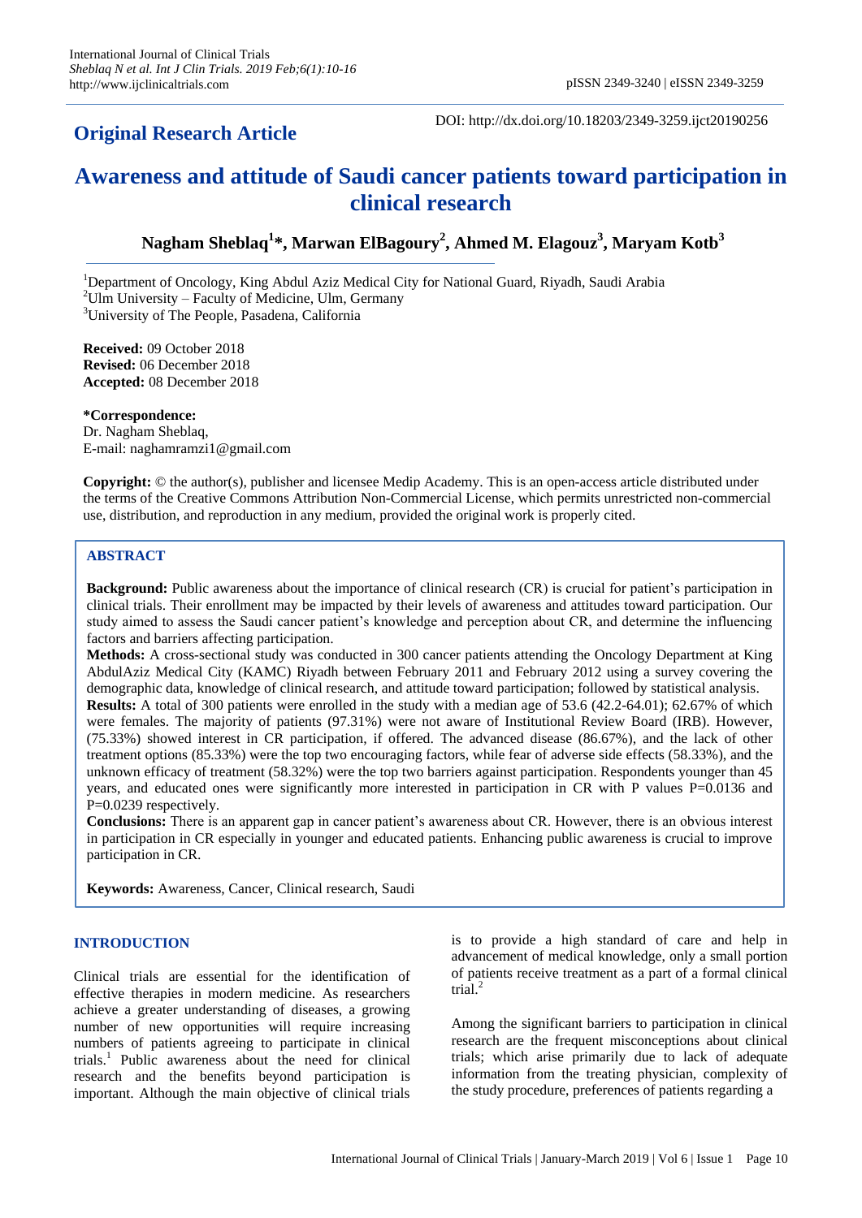**Original Research Article**

DOI: http://dx.doi.org/10.18203/2349-3259.ijct20190256

# Awareness and attitude of Saudi cancer patients toward participation in clinical research

**Nagham Sheblaq[1]\*, Marwan ElBagoury[2], Ahmed M. Elagouz[3], Maryam Kotb[3]**

[1]Department of Oncology, King Abdul Aziz Medical City for National Guard, Riyadh, Saudi Arabia
[2]Ulm University – Faculty of Medicine, Ulm, Germany
[3]University of The People, Pasadena, California

**Received:** 09 October 2018
**Revised:** 06 December 2018
**Accepted:** 08 December 2018

**\*Correspondence:**
Dr. Nagham Sheblaq,
E-mail: naghamramzi1@gmail.com

**Copyright:** © the author(s), publisher and licensee Medip Academy. This is an open-access article distributed under the terms of the Creative Commons Attribution Non-Commercial License, which permits unrestricted non-commercial use, distribution, and reproduction in any medium, provided the original work is properly cited.

## ABSTRACT

**Background:** Public awareness about the importance of clinical research (CR) is crucial for patient's participation in clinical trials. Their enrollment may be impacted by their levels of awareness and attitudes toward participation. Our study aimed to assess the Saudi cancer patient's knowledge and perception about CR, and determine the influencing factors and barriers affecting participation.

**Methods:** A cross-sectional study was conducted in 300 cancer patients attending the Oncology Department at King AbdulAziz Medical City (KAMC) Riyadh between February 2011 and February 2012 using a survey covering the demographic data, knowledge of clinical research, and attitude toward participation; followed by statistical analysis.

**Results:** A total of 300 patients were enrolled in the study with a median age of 53.6 (42.2-64.01); 62.67% of which were females. The majority of patients (97.31%) were not aware of Institutional Review Board (IRB). However, (75.33%) showed interest in CR participation, if offered. The advanced disease (86.67%), and the lack of other treatment options (85.33%) were the top two encouraging factors, while fear of adverse side effects (58.33%), and the unknown efficacy of treatment (58.32%) were the top two barriers against participation. Respondents younger than 45 years, and educated ones were significantly more interested in participation in CR with P values P=0.0136 and P=0.0239 respectively.

**Conclusions:** There is an apparent gap in cancer patient's awareness about CR. However, there is an obvious interest in participation in CR especially in younger and educated patients. Enhancing public awareness is crucial to improve participation in CR.

**Keywords:** Awareness, Cancer, Clinical research, Saudi

## INTRODUCTION

Clinical trials are essential for the identification of effective therapies in modern medicine. As researchers achieve a greater understanding of diseases, a growing number of new opportunities will require increasing numbers of patients agreeing to participate in clinical trials.[1] Public awareness about the need for clinical research and the benefits beyond participation is important. Although the main objective of clinical trials is to provide a high standard of care and help in advancement of medical knowledge, only a small portion of patients receive treatment as a part of a formal clinical trial.[2]

Among the significant barriers to participation in clinical research are the frequent misconceptions about clinical trials; which arise primarily due to lack of adequate information from the treating physician, complexity of the study procedure, preferences of patients regarding a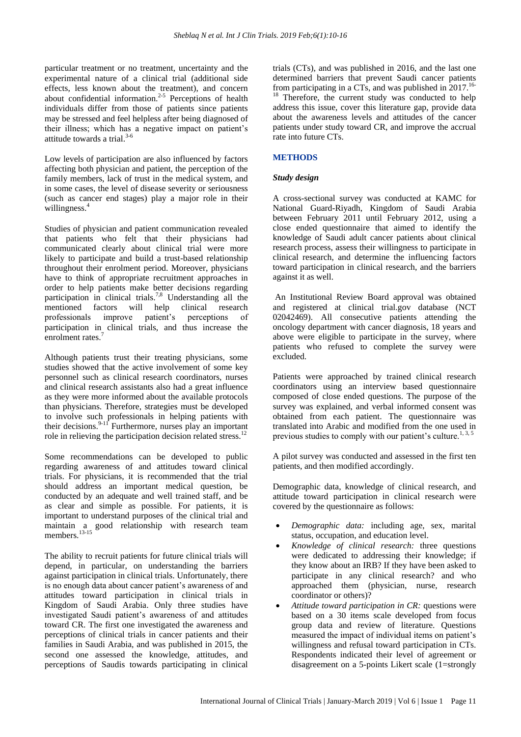particular treatment or no treatment, uncertainty and the experimental nature of a clinical trial (additional side effects, less known about the treatment), and concern about confidential information.[2-5] Perceptions of health individuals differ from those of patients since patients may be stressed and feel helpless after being diagnosed of their illness; which has a negative impact on patient's attitude towards a trial.[3-6]

Low levels of participation are also influenced by factors affecting both physician and patient, the perception of the family members, lack of trust in the medical system, and in some cases, the level of disease severity or seriousness (such as cancer end stages) play a major role in their willingness.[4]

Studies of physician and patient communication revealed that patients who felt that their physicians had communicated clearly about clinical trial were more likely to participate and build a trust-based relationship throughout their enrolment period. Moreover, physicians have to think of appropriate recruitment approaches in order to help patients make better decisions regarding participation in clinical trials.[7,8] Understanding all the mentioned factors will help clinical research professionals improve patient's perceptions of participation in clinical trials, and thus increase the enrolment rates.[7]

Although patients trust their treating physicians, some studies showed that the active involvement of some key personnel such as clinical research coordinators, nurses and clinical research assistants also had a great influence as they were more informed about the available protocols than physicians. Therefore, strategies must be developed to involve such professionals in helping patients with their decisions.[9-11] Furthermore, nurses play an important role in relieving the participation decision related stress.[12]

Some recommendations can be developed to public regarding awareness of and attitudes toward clinical trials. For physicians, it is recommended that the trial should address an important medical question, be conducted by an adequate and well trained staff, and be as clear and simple as possible. For patients, it is important to understand purposes of the clinical trial and maintain a good relationship with research team members.[13-15]

The ability to recruit patients for future clinical trials will depend, in particular, on understanding the barriers against participation in clinical trials. Unfortunately, there is no enough data about cancer patient's awareness of and attitudes toward participation in clinical trials in Kingdom of Saudi Arabia. Only three studies have investigated Saudi patient's awareness of and attitudes toward CR. The first one investigated the awareness and perceptions of clinical trials in cancer patients and their families in Saudi Arabia, and was published in 2015, the second one assessed the knowledge, attitudes, and perceptions of Saudis towards participating in clinical trials (CTs), and was published in 2016, and the last one determined barriers that prevent Saudi cancer patients from participating in a CTs, and was published in 2017.[16-18] Therefore, the current study was conducted to help address this issue, cover this literature gap, provide data about the awareness levels and attitudes of the cancer patients under study toward CR, and improve the accrual rate into future CTs.

## METHODS

### *Study design*

A cross-sectional survey was conducted at KAMC for National Guard-Riyadh, Kingdom of Saudi Arabia between February 2011 until February 2012, using a close ended questionnaire that aimed to identify the knowledge of Saudi adult cancer patients about clinical research process, assess their willingness to participate in clinical research, and determine the influencing factors toward participation in clinical research, and the barriers against it as well.

An Institutional Review Board approval was obtained and registered at clinical trial.gov database (NCT 02042469). All consecutive patients attending the oncology department with cancer diagnosis, 18 years and above were eligible to participate in the survey, where patients who refused to complete the survey were excluded.

Patients were approached by trained clinical research coordinators using an interview based questionnaire composed of close ended questions. The purpose of the survey was explained, and verbal informed consent was obtained from each patient. The questionnaire was translated into Arabic and modified from the one used in previous studies to comply with our patient's culture.[1, 3, 5]

A pilot survey was conducted and assessed in the first ten patients, and then modified accordingly.

Demographic data, knowledge of clinical research, and attitude toward participation in clinical research were covered by the questionnaire as follows:

- *Demographic data:* including age, sex, marital status, occupation, and education level.
- *Knowledge of clinical research:* three questions were dedicated to addressing their knowledge; if they know about an IRB? If they have been asked to participate in any clinical research? and who approached them (physician, nurse, research coordinator or others)?
- *Attitude toward participation in CR:* questions were based on a 30 items scale developed from focus group data and review of literature. Questions measured the impact of individual items on patient's willingness and refusal toward participation in CTs. Respondents indicated their level of agreement or disagreement on a 5-points Likert scale (1=strongly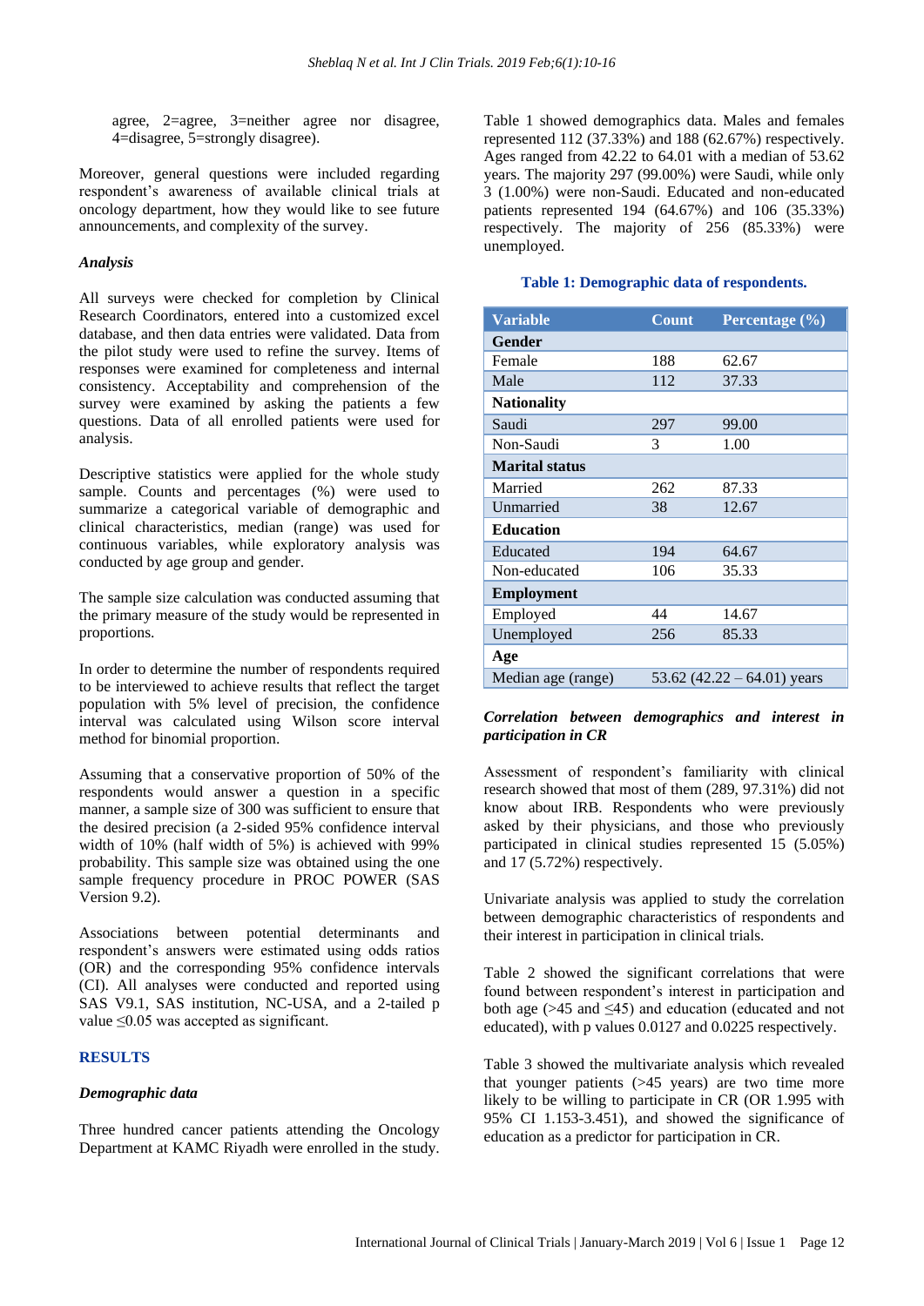agree, 2=agree, 3=neither agree nor disagree, 4=disagree, 5=strongly disagree).

Moreover, general questions were included regarding respondent's awareness of available clinical trials at oncology department, how they would like to see future announcements, and complexity of the survey.

### *Analysis*

All surveys were checked for completion by Clinical Research Coordinators, entered into a customized excel database, and then data entries were validated. Data from the pilot study were used to refine the survey. Items of responses were examined for completeness and internal consistency. Acceptability and comprehension of the survey were examined by asking the patients a few questions. Data of all enrolled patients were used for analysis.

Descriptive statistics were applied for the whole study sample. Counts and percentages (%) were used to summarize a categorical variable of demographic and clinical characteristics, median (range) was used for continuous variables, while exploratory analysis was conducted by age group and gender.

The sample size calculation was conducted assuming that the primary measure of the study would be represented in proportions.

In order to determine the number of respondents required to be interviewed to achieve results that reflect the target population with 5% level of precision, the confidence interval was calculated using Wilson score interval method for binomial proportion.

Assuming that a conservative proportion of 50% of the respondents would answer a question in a specific manner, a sample size of 300 was sufficient to ensure that the desired precision (a 2-sided 95% confidence interval width of 10% (half width of 5%) is achieved with 99% probability. This sample size was obtained using the one sample frequency procedure in PROC POWER (SAS Version 9.2).

Associations between potential determinants and respondent's answers were estimated using odds ratios (OR) and the corresponding 95% confidence intervals (CI). All analyses were conducted and reported using SAS V9.1, SAS institution, NC-USA, and a 2-tailed p value ≤0.05 was accepted as significant.

## RESULTS

### *Demographic data*

Three hundred cancer patients attending the Oncology Department at KAMC Riyadh were enrolled in the study. Table 1 showed demographics data. Males and females represented 112 (37.33%) and 188 (62.67%) respectively. Ages ranged from 42.22 to 64.01 with a median of 53.62 years. The majority 297 (99.00%) were Saudi, while only 3 (1.00%) were non-Saudi. Educated and non-educated patients represented 194 (64.67%) and 106 (35.33%) respectively. The majority of 256 (85.33%) were unemployed.

**Table 1: Demographic data of respondents.**

| Variable | Count | Percentage (%) |
|---|---|---|
| **Gender** | | |
| Female | 188 | 62.67 |
| Male | 112 | 37.33 |
| **Nationality** | | |
| Saudi | 297 | 99.00 |
| Non-Saudi | 3 | 1.00 |
| **Marital status** | | |
| Married | 262 | 87.33 |
| Unmarried | 38 | 12.67 |
| **Education** | | |
| Educated | 194 | 64.67 |
| Non-educated | 106 | 35.33 |
| **Employment** | | |
| Employed | 44 | 14.67 |
| Unemployed | 256 | 85.33 |
| **Age** | | |
| Median age (range) | 53.62 (42.22 – 64.01) years | |

### *Correlation between demographics and interest in participation in CR*

Assessment of respondent's familiarity with clinical research showed that most of them (289, 97.31%) did not know about IRB. Respondents who were previously asked by their physicians, and those who previously participated in clinical studies represented 15 (5.05%) and 17 (5.72%) respectively.

Univariate analysis was applied to study the correlation between demographic characteristics of respondents and their interest in participation in clinical trials.

Table 2 showed the significant correlations that were found between respondent's interest in participation and both age (>45 and ≤45) and education (educated and not educated), with p values 0.0127 and 0.0225 respectively.

Table 3 showed the multivariate analysis which revealed that younger patients (>45 years) are two time more likely to be willing to participate in CR (OR 1.995 with 95% CI 1.153-3.451), and showed the significance of education as a predictor for participation in CR.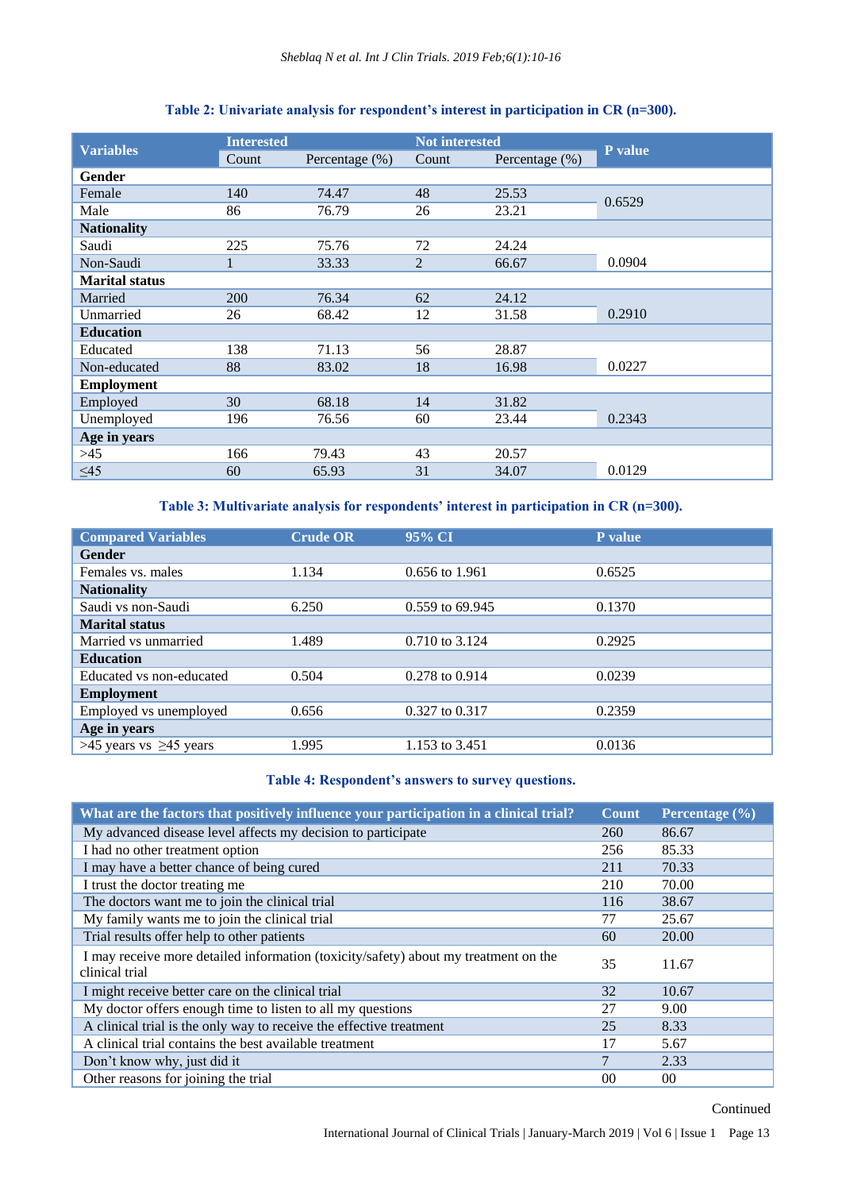**Table 2: Univariate analysis for respondent's interest in participation in CR (n=300).**

| Variables | Interested | | Not interested | | P value |
|---|---|---|---|---|---|
| | Count | Percentage (%) | Count | Percentage (%) | |
| **Gender** | | | | | |
| Female | 140 | 74.47 | 48 | 25.53 | 0.6529 |
| Male | 86 | 76.79 | 26 | 23.21 | |
| **Nationality** | | | | | |
| Saudi | 225 | 75.76 | 72 | 24.24 | |
| Non-Saudi | 1 | 33.33 | 2 | 66.67 | 0.0904 |
| **Marital status** | | | | | |
| Married | 200 | 76.34 | 62 | 24.12 | |
| Unmarried | 26 | 68.42 | 12 | 31.58 | 0.2910 |
| **Education** | | | | | |
| Educated | 138 | 71.13 | 56 | 28.87 | |
| Non-educated | 88 | 83.02 | 18 | 16.98 | 0.0227 |
| **Employment** | | | | | |
| Employed | 30 | 68.18 | 14 | 31.82 | |
| Unemployed | 196 | 76.56 | 60 | 23.44 | 0.2343 |
| **Age in years** | | | | | |
| >45 | 166 | 79.43 | 43 | 20.57 | |
| ≤45 | 60 | 65.93 | 31 | 34.07 | 0.0129 |

**Table 3: Multivariate analysis for respondents' interest in participation in CR (n=300).**

| Compared Variables | Crude OR | 95% CI | P value |
|---|---|---|---|
| **Gender** | | | |
| Females vs. males | 1.134 | 0.656 to 1.961 | 0.6525 |
| **Nationality** | | | |
| Saudi vs non-Saudi | 6.250 | 0.559 to 69.945 | 0.1370 |
| **Marital status** | | | |
| Married vs unmarried | 1.489 | 0.710 to 3.124 | 0.2925 |
| **Education** | | | |
| Educated vs non-educated | 0.504 | 0.278 to 0.914 | 0.0239 |
| **Employment** | | | |
| Employed vs unemployed | 0.656 | 0.327 to 0.317 | 0.2359 |
| **Age in years** | | | |
| >45 years vs ≥45 years | 1.995 | 1.153 to 3.451 | 0.0136 |

**Table 4: Respondent's answers to survey questions.**

| What are the factors that positively influence your participation in a clinical trial? | Count | Percentage (%) |
|---|---|---|
| My advanced disease level affects my decision to participate | 260 | 86.67 |
| I had no other treatment option | 256 | 85.33 |
| I may have a better chance of being cured | 211 | 70.33 |
| I trust the doctor treating me | 210 | 70.00 |
| The doctors want me to join the clinical trial | 116 | 38.67 |
| My family wants me to join the clinical trial | 77 | 25.67 |
| Trial results offer help to other patients | 60 | 20.00 |
| I may receive more detailed information (toxicity/safety) about my treatment on the clinical trial | 35 | 11.67 |
| I might receive better care on the clinical trial | 32 | 10.67 |
| My doctor offers enough time to listen to all my questions | 27 | 9.00 |
| A clinical trial is the only way to receive the effective treatment | 25 | 8.33 |
| A clinical trial contains the best available treatment | 17 | 5.67 |
| Don't know why, just did it | 7 | 2.33 |
| Other reasons for joining the trial | 00 | 00 |

Continued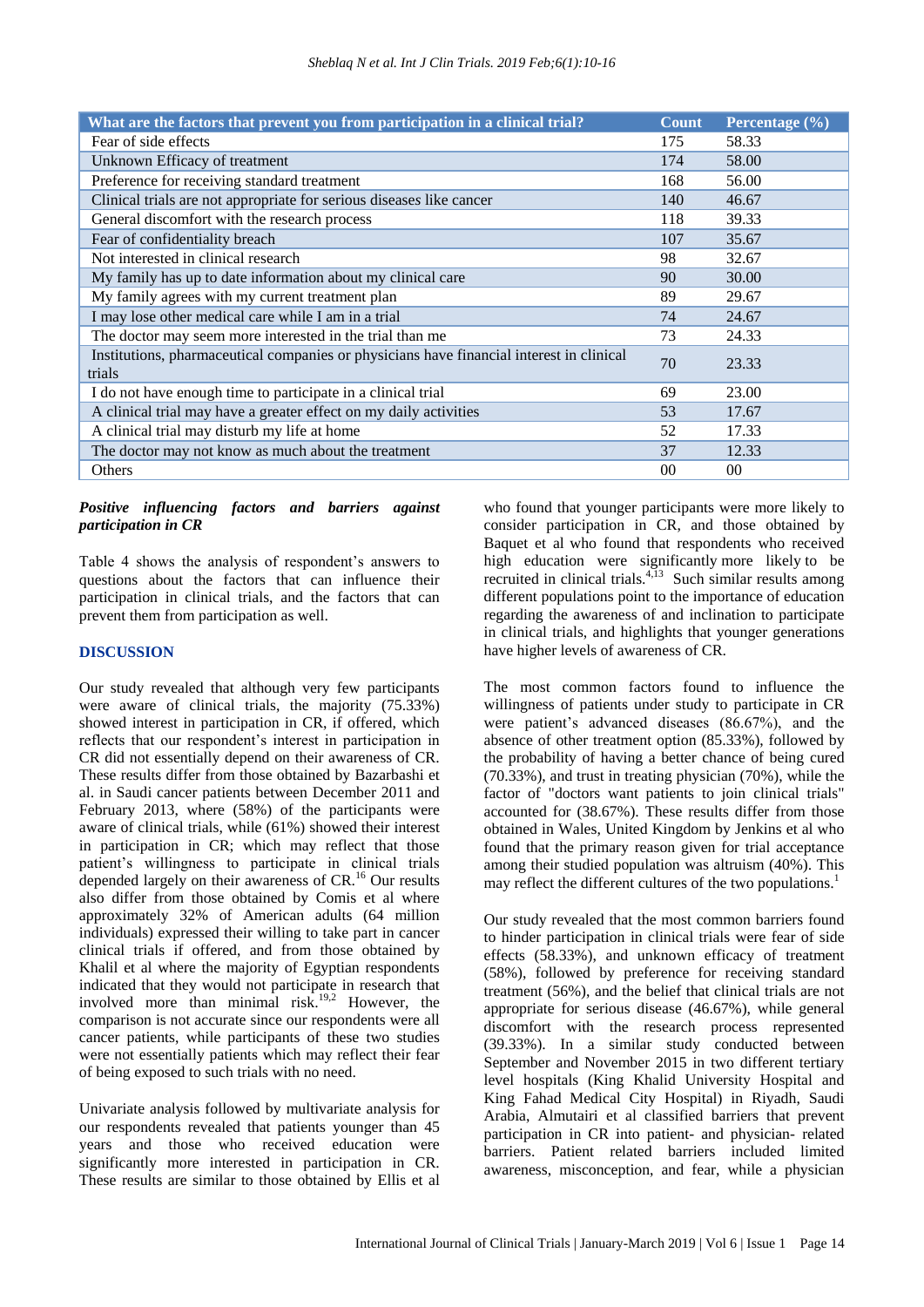| What are the factors that prevent you from participation in a clinical trial? | Count | Percentage (%) |
|---|---|---|
| Fear of side effects | 175 | 58.33 |
| Unknown Efficacy of treatment | 174 | 58.00 |
| Preference for receiving standard treatment | 168 | 56.00 |
| Clinical trials are not appropriate for serious diseases like cancer | 140 | 46.67 |
| General discomfort with the research process | 118 | 39.33 |
| Fear of confidentiality breach | 107 | 35.67 |
| Not interested in clinical research | 98 | 32.67 |
| My family has up to date information about my clinical care | 90 | 30.00 |
| My family agrees with my current treatment plan | 89 | 29.67 |
| I may lose other medical care while I am in a trial | 74 | 24.67 |
| The doctor may seem more interested in the trial than me | 73 | 24.33 |
| Institutions, pharmaceutical companies or physicians have financial interest in clinical trials | 70 | 23.33 |
| I do not have enough time to participate in a clinical trial | 69 | 23.00 |
| A clinical trial may have a greater effect on my daily activities | 53 | 17.67 |
| A clinical trial may disturb my life at home | 52 | 17.33 |
| The doctor may not know as much about the treatment | 37 | 12.33 |
| Others | 00 | 00 |

***Positive influencing factors and barriers against participation in CR***

Table 4 shows the analysis of respondent's answers to questions about the factors that can influence their participation in clinical trials, and the factors that can prevent them from participation as well.

## DISCUSSION

Our study revealed that although very few participants were aware of clinical trials, the majority (75.33%) showed interest in participation in CR, if offered, which reflects that our respondent's interest in participation in CR did not essentially depend on their awareness of CR. These results differ from those obtained by Bazarbashi et al. in Saudi cancer patients between December 2011 and February 2013, where (58%) of the participants were aware of clinical trials, while (61%) showed their interest in participation in CR; which may reflect that those patient's willingness to participate in clinical trials depended largely on their awareness of CR.[16] Our results also differ from those obtained by Comis et al where approximately 32% of American adults (64 million individuals) expressed their willing to take part in cancer clinical trials if offered, and from those obtained by Khalil et al where the majority of Egyptian respondents indicated that they would not participate in research that involved more than minimal risk.[19,2] However, the comparison is not accurate since our respondents were all cancer patients, while participants of these two studies were not essentially patients which may reflect their fear of being exposed to such trials with no need.

Univariate analysis followed by multivariate analysis for our respondents revealed that patients younger than 45 years and those who received education were significantly more interested in participation in CR. These results are similar to those obtained by Ellis et al who found that younger participants were more likely to consider participation in CR, and those obtained by Baquet et al who found that respondents who received high education were significantly more likely to be recruited in clinical trials.[4,13] Such similar results among different populations point to the importance of education regarding the awareness of and inclination to participate in clinical trials, and highlights that younger generations have higher levels of awareness of CR.

The most common factors found to influence the willingness of patients under study to participate in CR were patient's advanced diseases (86.67%), and the absence of other treatment option (85.33%), followed by the probability of having a better chance of being cured (70.33%), and trust in treating physician (70%), while the factor of "doctors want patients to join clinical trials" accounted for (38.67%). These results differ from those obtained in Wales, United Kingdom by Jenkins et al who found that the primary reason given for trial acceptance among their studied population was altruism (40%). This may reflect the different cultures of the two populations.[1]

Our study revealed that the most common barriers found to hinder participation in clinical trials were fear of side effects (58.33%), and unknown efficacy of treatment (58%), followed by preference for receiving standard treatment (56%), and the belief that clinical trials are not appropriate for serious disease (46.67%), while general discomfort with the research process represented (39.33%). In a similar study conducted between September and November 2015 in two different tertiary level hospitals (King Khalid University Hospital and King Fahad Medical City Hospital) in Riyadh, Saudi Arabia, Almutairi et al classified barriers that prevent participation in CR into patient- and physician- related barriers. Patient related barriers included limited awareness, misconception, and fear, while a physician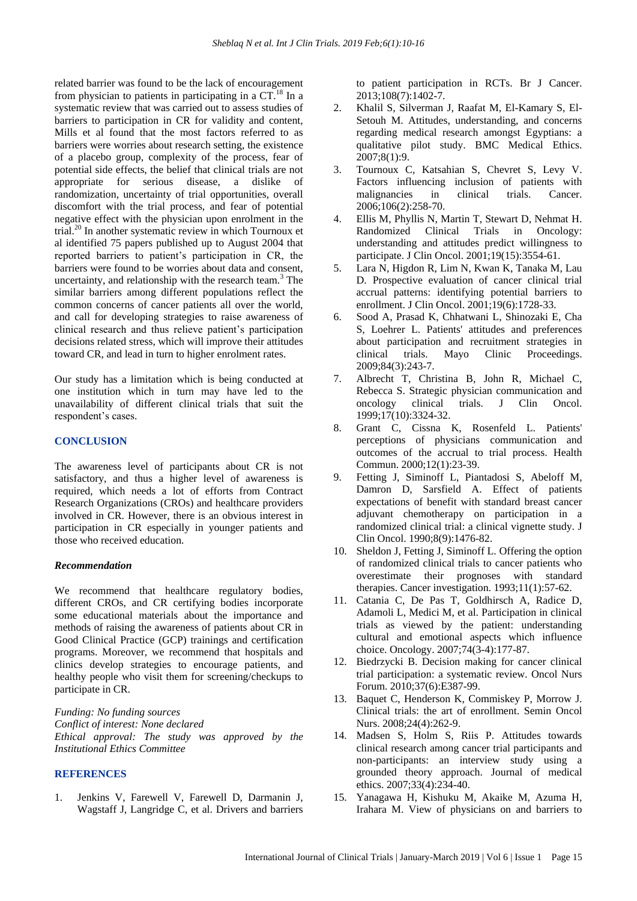related barrier was found to be the lack of encouragement from physician to patients in participating in a CT.[18] In a systematic review that was carried out to assess studies of barriers to participation in CR for validity and content, Mills et al found that the most factors referred to as barriers were worries about research setting, the existence of a placebo group, complexity of the process, fear of potential side effects, the belief that clinical trials are not appropriate for serious disease, a dislike of randomization, uncertainty of trial opportunities, overall discomfort with the trial process, and fear of potential negative effect with the physician upon enrolment in the trial.[20] In another systematic review in which Tournoux et al identified 75 papers published up to August 2004 that reported barriers to patient's participation in CR, the barriers were found to be worries about data and consent, uncertainty, and relationship with the research team.[3] The similar barriers among different populations reflect the common concerns of cancer patients all over the world, and call for developing strategies to raise awareness of clinical research and thus relieve patient's participation decisions related stress, which will improve their attitudes toward CR, and lead in turn to higher enrolment rates.

Our study has a limitation which is being conducted at one institution which in turn may have led to the unavailability of different clinical trials that suit the respondent's cases.

## CONCLUSION

The awareness level of participants about CR is not satisfactory, and thus a higher level of awareness is required, which needs a lot of efforts from Contract Research Organizations (CROs) and healthcare providers involved in CR. However, there is an obvious interest in participation in CR especially in younger patients and those who received education.

### *Recommendation*

We recommend that healthcare regulatory bodies, different CROs, and CR certifying bodies incorporate some educational materials about the importance and methods of raising the awareness of patients about CR in Good Clinical Practice (GCP) trainings and certification programs. Moreover, we recommend that hospitals and clinics develop strategies to encourage patients, and healthy people who visit them for screening/checkups to participate in CR.

*Funding: No funding sources*
*Conflict of interest: None declared*
*Ethical approval: The study was approved by the Institutional Ethics Committee*

## REFERENCES

1. Jenkins V, Farewell V, Farewell D, Darmanin J, Wagstaff J, Langridge C, et al. Drivers and barriers to patient participation in RCTs. Br J Cancer. 2013;108(7):1402-7.
2. Khalil S, Silverman J, Raafat M, El-Kamary S, El-Setouh M. Attitudes, understanding, and concerns regarding medical research amongst Egyptians: a qualitative pilot study. BMC Medical Ethics. 2007;8(1):9.
3. Tournoux C, Katsahian S, Chevret S, Levy V. Factors influencing inclusion of patients with malignancies in clinical trials. Cancer. 2006;106(2):258-70.
4. Ellis M, Phyllis N, Martin T, Stewart D, Nehmat H. Randomized Clinical Trials in Oncology: understanding and attitudes predict willingness to participate. J Clin Oncol. 2001;19(15):3554-61.
5. Lara N, Higdon R, Lim N, Kwan K, Tanaka M, Lau D. Prospective evaluation of cancer clinical trial accrual patterns: identifying potential barriers to enrollment. J Clin Oncol. 2001;19(6):1728-33.
6. Sood A, Prasad K, Chhatwani L, Shinozaki E, Cha S, Loehrer L. Patients' attitudes and preferences about participation and recruitment strategies in clinical trials. Mayo Clinic Proceedings. 2009;84(3):243-7.
7. Albrecht T, Christina B, John R, Michael C, Rebecca S. Strategic physician communication and oncology clinical trials. J Clin Oncol. 1999;17(10):3324-32.
8. Grant C, Cissna K, Rosenfeld L. Patients' perceptions of physicians communication and outcomes of the accrual to trial process. Health Commun. 2000;12(1):23-39.
9. Fetting J, Siminoff L, Piantadosi S, Abeloff M, Damron D, Sarsfield A. Effect of patients expectations of benefit with standard breast cancer adjuvant chemotherapy on participation in a randomized clinical trial: a clinical vignette study. J Clin Oncol. 1990;8(9):1476-82.
10. Sheldon J, Fetting J, Siminoff L. Offering the option of randomized clinical trials to cancer patients who overestimate their prognoses with standard therapies. Cancer investigation. 1993;11(1):57-62.
11. Catania C, De Pas T, Goldhirsch A, Radice D, Adamoli L, Medici M, et al. Participation in clinical trials as viewed by the patient: understanding cultural and emotional aspects which influence choice. Oncology. 2007;74(3-4):177-87.
12. Biedrzycki B. Decision making for cancer clinical trial participation: a systematic review. Oncol Nurs Forum. 2010;37(6):E387-99.
13. Baquet C, Henderson K, Commiskey P, Morrow J. Clinical trials: the art of enrollment. Semin Oncol Nurs. 2008;24(4):262-9.
14. Madsen S, Holm S, Riis P. Attitudes towards clinical research among cancer trial participants and non-participants: an interview study using a grounded theory approach. Journal of medical ethics. 2007;33(4):234-40.
15. Yanagawa H, Kishuku M, Akaike M, Azuma H, Irahara M. View of physicians on and barriers to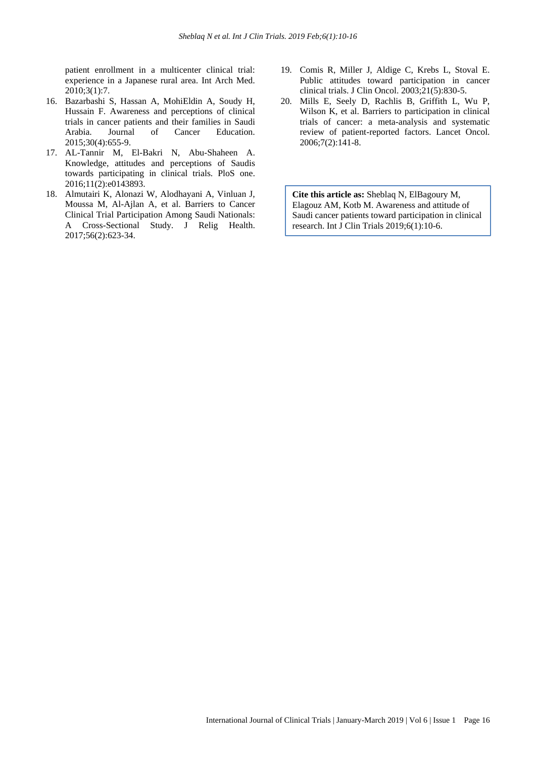patient enrollment in a multicenter clinical trial: experience in a Japanese rural area. Int Arch Med. 2010;3(1):7.

16. Bazarbashi S, Hassan A, MohiEldin A, Soudy H, Hussain F. Awareness and perceptions of clinical trials in cancer patients and their families in Saudi Arabia. Journal of Cancer Education. 2015;30(4):655-9.
17. AL-Tannir M, El-Bakri N, Abu-Shaheen A. Knowledge, attitudes and perceptions of Saudis towards participating in clinical trials. PloS one. 2016;11(2):e0143893.
18. Almutairi K, Alonazi W, Alodhayani A, Vinluan J, Moussa M, Al-Ajlan A, et al. Barriers to Cancer Clinical Trial Participation Among Saudi Nationals: A Cross-Sectional Study. J Relig Health. 2017;56(2):623-34.
19. Comis R, Miller J, Aldige C, Krebs L, Stoval E. Public attitudes toward participation in cancer clinical trials. J Clin Oncol. 2003;21(5):830-5.
20. Mills E, Seely D, Rachlis B, Griffith L, Wu P, Wilson K, et al. Barriers to participation in clinical trials of cancer: a meta-analysis and systematic review of patient-reported factors. Lancet Oncol. 2006;7(2):141-8.

**Cite this article as:** Sheblaq N, ElBagoury M, Elagouz AM, Kotb M. Awareness and attitude of Saudi cancer patients toward participation in clinical research. Int J Clin Trials 2019;6(1):10-6.